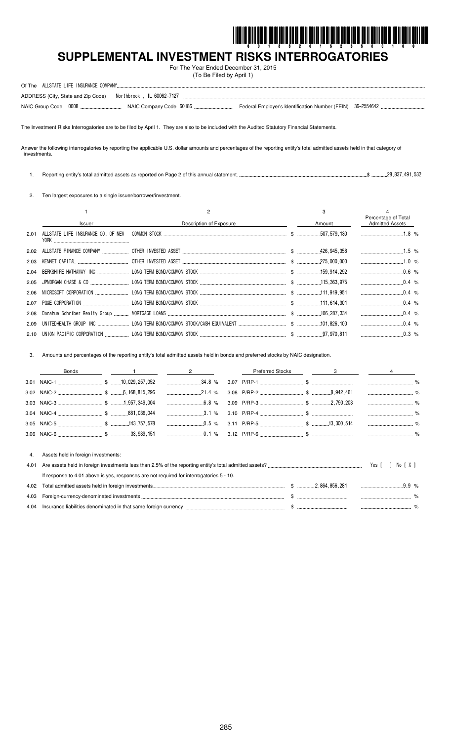# SUPPLEMENTAL INVESTMENT RISKS INTERROGATORIES

For The Year Ended December 31, 2015
(To Be Filed by April 1)

Of The ALLSTATE LIFE INSURANCE COMPANY

ADDRESS (City, State and Zip Code) Northbrook , IL 60062-7127

NAIC Group Code 0008 NAIC Company Code 60186 Federal Employer's Identification Number (FEIN) 36-2554642

The Investment Risks Interrogatories are to be filed by April 1. They are also to be included with the Audited Statutory Financial Statements.

Answer the following interrogatories by reporting the applicable U.S. dollar amounts and percentages of the reporting entity's total admitted assets held in that category of investments.

1. Reporting entity's total admitted assets as reported on Page 2 of this annual statement. $ 28,837,491,532

2. Ten largest exposures to a single issuer/borrower/investment.

| | 1<br>Issuer | 2<br>Description of Exposure | 3<br>Amount | 4<br>Percentage of Total Admitted Assets |
|---|---|---|---|---|
| 2.01 | ALLSTATE LIFE INSURANCE CO. OF NEW YORK | COMMON STOCK | $ 507,579,130 | 1.8 % |
| 2.02 | ALLSTATE FINANCE COMPANY | OTHER INVESTED ASSET | $ 426,945,358 | 1.5 % |
| 2.03 | KENNET CAPITAL | OTHER INVESTED ASSET | $ 275,000,000 | 1.0 % |
| 2.04 | BERKSHIRE HATHAWAY INC | LONG TERM BOND/COMMON STOCK | $ 159,914,292 | 0.6 % |
| 2.05 | JPMORGAN CHASE & CO | LONG TERM BOND/COMMON STOCK | $ 115,363,975 | 0.4 % |
| 2.06 | MICROSOFT CORPORATION | LONG TERM BOND/COMMON STOCK | $ 111,919,951 | 0.4 % |
| 2.07 | PG&E CORPORATION | LONG TERM BOND/COMMON STOCK | $ 111,614,301 | 0.4 % |
| 2.08 | Donahue Schriber Realty Group | MORTGAGE LOANS | $ 106,287,334 | 0.4 % |
| 2.09 | UNITEDHEALTH GROUP INC | LONG TERM BOND/COMMON STOCK/CASH EQUIVALENT | $ 101,826,100 | 0.4 % |
| 2.10 | UNION PACIFIC CORPORATION | LONG TERM BOND/COMMON STOCK | $ 97,970,811 | 0.3 % |

3. Amounts and percentages of the reporting entity's total admitted assets held in bonds and preferred stocks by NAIC designation.

| | Bonds | 1 | 2 | | Preferred Stocks | 3 | 4 |
|---|---|---|---|---|---|---|---|
| 3.01 | NAIC-1 | $ 10,029,257,052 | 34.8 % | 3.07 | P/RP-1 | $ | % |
| 3.02 | NAIC-2 | $ 6,168,815,296 | 21.4 % | 3.08 | P/RP-2 | $ 8,942,461 | % |
| 3.03 | NAIC-3 | $ 1,957,349,004 | 6.8 % | 3.09 | P/RP-3 | $ 2,790,203 | % |
| 3.04 | NAIC-4 | $ 881,036,044 | 3.1 % | 3.10 | P/RP-4 | $ | % |
| 3.05 | NAIC-5 | $ 143,757,578 | 0.5 % | 3.11 | P/RP-5 | $ 13,300,514 | % |
| 3.06 | NAIC-6 | $ 33,939,151 | 0.1 % | 3.12 | P/RP-6 | $ | % |

4. Assets held in foreign investments:

4.01 Are assets held in foreign investments less than 2.5% of the reporting entity's total admitted assets? Yes [ ] No [ X ]

If response to 4.01 above is yes, responses are not required for interrogatories 5 - 10.

| | | | |
|---|---|---|---|
| 4.02 | Total admitted assets held in foreign investments | $ 2,864,856,281 | 9.9 % |
| 4.03 | Foreign-currency-denominated investments | $ | % |
| 4.04 | Insurance liabilities denominated in that same foreign currency | $ | % |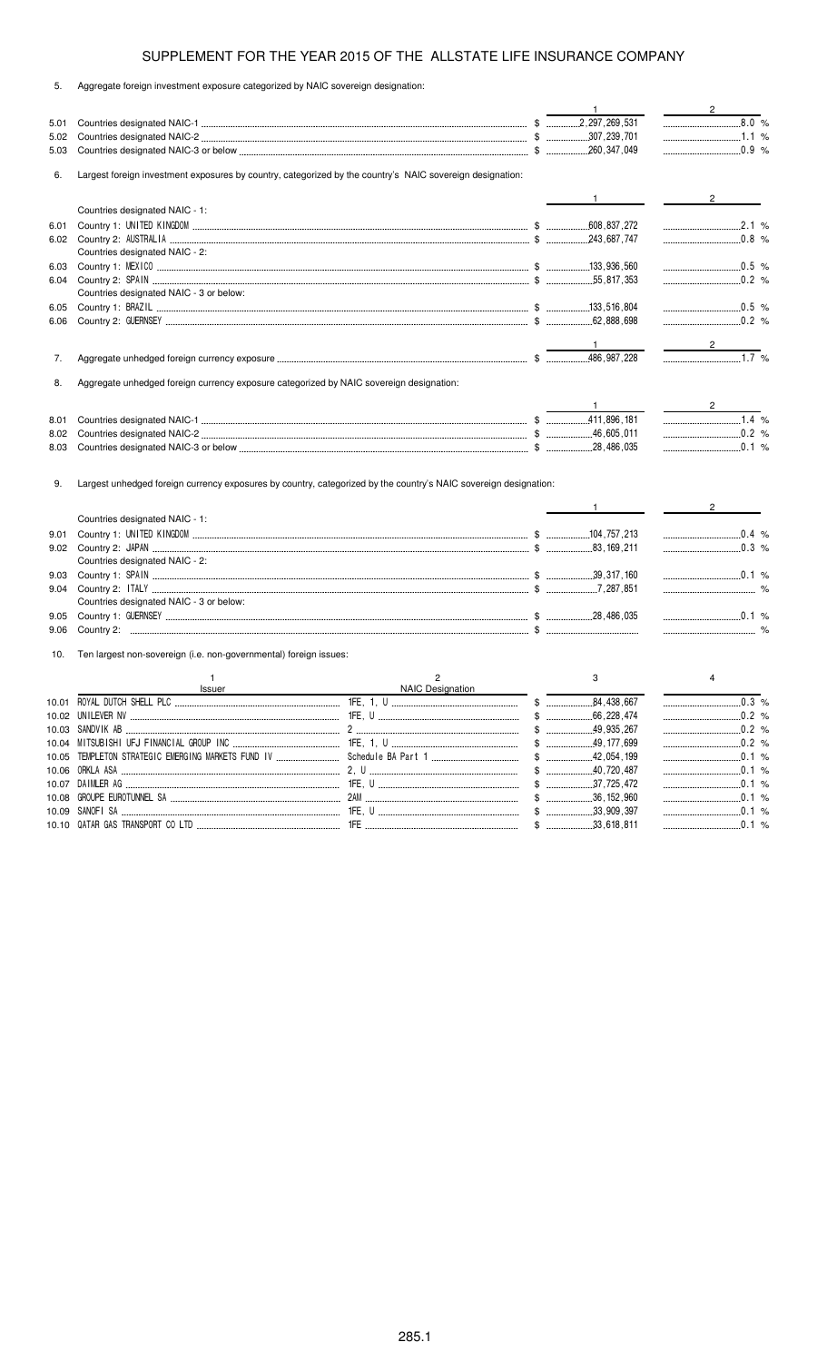# SUPPLEMENT FOR THE YEAR 2015 OF THE ALLSTATE LIFE INSURANCE COMPANY

5. Aggregate foreign investment exposure categorized by NAIC sovereign designation:

| | | 1 | 2 |
|---|---|---|---|
| 5.01 | Countries designated NAIC-1 | $ 2,297,269,531 | 8.0 % |
| 5.02 | Countries designated NAIC-2 | $ 307,239,701 | 1.1 % |
| 5.03 | Countries designated NAIC-3 or below | $ 260,347,049 | 0.9 % |

6. Largest foreign investment exposures by country, categorized by the country's NAIC sovereign designation:

| | | 1 | 2 |
|---|---|---|---|
| | Countries designated NAIC - 1: | | |
| 6.01 | Country 1: UNITED KINGDOM | $ 608,837,272 | 2.1 % |
| 6.02 | Country 2: AUSTRALIA | $ 243,687,747 | 0.8 % |
| | Countries designated NAIC - 2: | | |
| 6.03 | Country 1: MEXICO | $ 133,936,560 | 0.5 % |
| 6.04 | Country 2: SPAIN | $ 55,817,353 | 0.2 % |
| | Countries designated NAIC - 3 or below: | | |
| 6.05 | Country 1: BRAZIL | $ 133,516,804 | 0.5 % |
| 6.06 | Country 2: GUERNSEY | $ 62,888,698 | 0.2 % |

| | | 1 | 2 |
|---|---|---|---|
| 7. | Aggregate unhedged foreign currency exposure | $ 486,987,228 | 1.7 % |

8. Aggregate unhedged foreign currency exposure categorized by NAIC sovereign designation:

| | | 1 | 2 |
|---|---|---|---|
| 8.01 | Countries designated NAIC-1 | $ 411,896,181 | 1.4 % |
| 8.02 | Countries designated NAIC-2 | $ 46,605,011 | 0.2 % |
| 8.03 | Countries designated NAIC-3 or below | $ 28,486,035 | 0.1 % |

9. Largest unhedged foreign currency exposures by country, categorized by the country's NAIC sovereign designation:

| | | 1 | 2 |
|---|---|---|---|
| | Countries designated NAIC - 1: | | |
| 9.01 | Country 1: UNITED KINGDOM | $ 104,757,213 | 0.4 % |
| 9.02 | Country 2: JAPAN | $ 83,169,211 | 0.3 % |
| | Countries designated NAIC - 2: | | |
| 9.03 | Country 1: SPAIN | $ 39,317,160 | 0.1 % |
| 9.04 | Country 2: ITALY | $ 7,287,851 | % |
| | Countries designated NAIC - 3 or below: | | |
| 9.05 | Country 1: GUERNSEY | $ 28,486,035 | 0.1 % |
| 9.06 | Country 2: | $ | % |

10. Ten largest non-sovereign (i.e. non-governmental) foreign issues:

| | 1<br>Issuer | 2<br>NAIC Designation | 3 | 4 |
|---|---|---|---|---|
| 10.01 | ROYAL DUTCH SHELL PLC | 1FE, 1, U | $ 84,438,667 | 0.3 % |
| 10.02 | UNILEVER NV | 1FE, U | $ 66,228,474 | 0.2 % |
| 10.03 | SANDVIK AB | 2 | $ 49,935,267 | 0.2 % |
| 10.04 | MITSUBISHI UFJ FINANCIAL GROUP INC | 1FE, 1, U | $ 49,177,699 | 0.2 % |
| 10.05 | TEMPLETON STRATEGIC EMERGING MARKETS FUND IV | Schedule BA Part 1 | $ 42,054,199 | 0.1 % |
| 10.06 | ORKLA ASA | 2, U | $ 40,720,487 | 0.1 % |
| 10.07 | DAIMLER AG | 1FE, 1, U | $ 37,725,472 | 0.1 % |
| 10.08 | GROUPE EUROTUNNEL SA | 2AM | $ 36,152,960 | 0.1 % |
| 10.09 | SANOFI SA | 1FE, U | $ 33,909,397 | 0.1 % |
| 10.10 | QATAR GAS TRANSPORT CO LTD | 1FE | $ 33,618,811 | 0.1 % |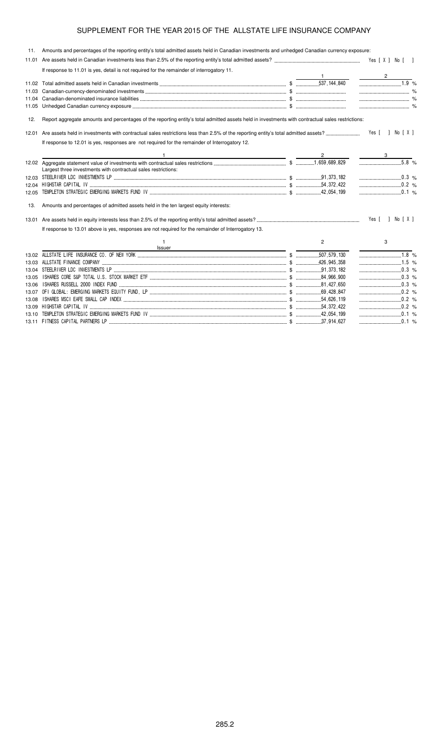# SUPPLEMENT FOR THE YEAR 2015 OF THE ALLSTATE LIFE INSURANCE COMPANY

11. Amounts and percentages of the reporting entity's total admitted assets held in Canadian investments and unhedged Canadian currency exposure:

11.01 Are assets held in Canadian investments less than 2.5% of the reporting entity's total admitted assets? Yes [ X ] No [ ]

If response to 11.01 is yes, detail is not required for the remainder of interrogatory 11.

| | | 1 | 2 |
|---|---|---|---|
| 11.02 | Total admitted assets held in Canadian investments | $ 537,144,840 | 1.9 % |
| 11.03 | Canadian-currency-denominated investments | $ | % |
| 11.04 | Canadian-denominated insurance liabilities | $ | % |
| 11.05 | Unhedged Canadian currency exposure | $ | % |

12. Report aggregate amounts and percentages of the reporting entity's total admitted assets held in investments with contractual sales restrictions:

12.01 Are assets held in investments with contractual sales restrictions less than 2.5% of the reporting entity's total admitted assets? Yes [ ] No [ X ]

If response to 12.01 is yes, responses are not required for the remainder of Interrogatory 12.

| | 1 | 2 | 3 |
|---|---|---|---|
| 12.02 | Aggregate statement value of investments with contractual sales restrictions | $ 1,659,689,829 | 5.8 % |
| | Largest three investments with contractual sales restrictions: | | |
| 12.03 | STEELRIVER LDC INVESTMENTS LP | $ 91,373,182 | 0.3 % |
| 12.04 | HIGHSTAR CAPITAL IV | $ 54,372,422 | 0.2 % |
| 12.05 | TEMPLETON STRATEGIC EMERGING MARKETS FUND IV | $ 42,054,199 | 0.1 % |

13. Amounts and percentages of admitted assets held in the ten largest equity interests:

13.01 Are assets held in equity interests less than 2.5% of the reporting entity's total admitted assets? Yes [ ] No [ X ]

If response to 13.01 above is yes, responses are not required for the remainder of Interrogatory 13.

| | 1<br>Issuer | 2 | 3 |
|---|---|---|---|
| 13.02 | ALLSTATE LIFE INSURANCE CO. OF NEW YORK | $ 507,579,130 | 1.8 % |
| 13.03 | ALLSTATE FINANCE COMPANY | $ 426,945,358 | 1.5 % |
| 13.04 | STEELRIVER LDC INVESTMENTS LP | $ 91,373,182 | 0.3 % |
| 13.05 | ISHARES CORE S&P TOTAL U.S. STOCK MARKET ETF | $ 84,966,900 | 0.3 % |
| 13.06 | ISHARES RUSSELL 2000 INDEX FUND | $ 81,427,650 | 0.3 % |
| 13.07 | OFI GLOBAL: EMERGING MARKETS EQUITY FUND, LP | $ 69,428,847 | 0.2 % |
| 13.08 | ISHARES MSCI EAFE SMALL CAP INDEX | $ 54,626,119 | 0.2 % |
| 13.09 | HIGHSTAR CAPITAL IV | $ 54,372,422 | 0.2 % |
| 13.10 | TEMPLETON STRATEGIC EMERGING MARKETS FUND IV | $ 42,054,199 | 0.1 % |
| 13.11 | FITNESS CAPITAL PARTNERS LP | $ 37,914,627 | 0.1 % |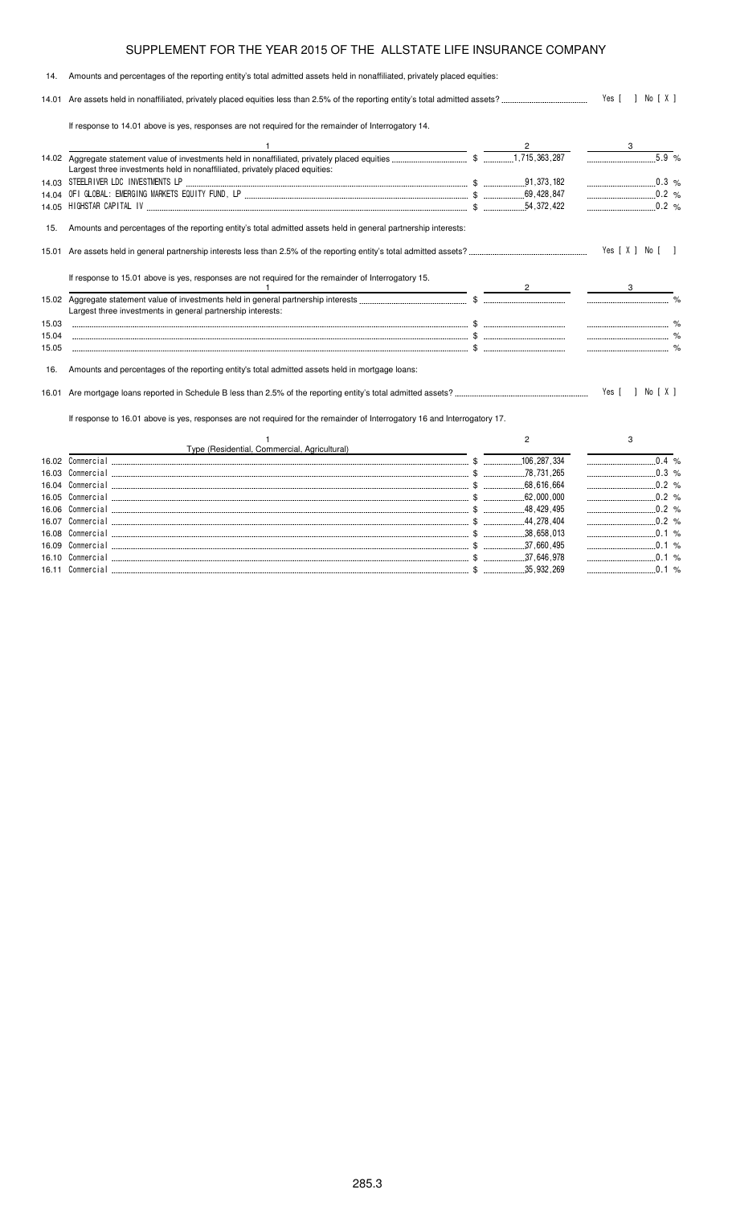# SUPPLEMENT FOR THE YEAR 2015 OF THE ALLSTATE LIFE INSURANCE COMPANY

14. Amounts and percentages of the reporting entity's total admitted assets held in nonaffiliated, privately placed equities:

14.01 Are assets held in nonaffiliated, privately placed equities less than 2.5% of the reporting entity's total admitted assets? Yes [ ] No [ X ]

If response to 14.01 above is yes, responses are not required for the remainder of Interrogatory 14.

| | 1 | 2 | 3 |
|---|---|---|---|
| 14.02 | Aggregate statement value of investments held in nonaffiliated, privately placed equities | $ 1,715,363,287 | 5.9 % |
| | Largest three investments held in nonaffiliated, privately placed equities: | | |
| 14.03 | STEELRIVER LDC INVESTMENTS LP | $ 91,373,182 | 0.3 % |
| 14.04 | OFI GLOBAL: EMERGING MARKETS EQUITY FUND, LP | $ 69,428,847 | 0.2 % |
| 14.05 | HIGHSTAR CAPITAL IV | $ 54,372,422 | 0.2 % |

15. Amounts and percentages of the reporting entity's total admitted assets held in general partnership interests:

15.01 Are assets held in general partnership interests less than 2.5% of the reporting entity's total admitted assets? Yes [ X ] No [ ]

If response to 15.01 above is yes, responses are not required for the remainder of Interrogatory 15.

| | 1 | 2 | 3 |
|---|---|---|---|
| 15.02 | Aggregate statement value of investments held in general partnership interests | $ | % |
| | Largest three investments in general partnership interests: | | |
| 15.03 | | $ | % |
| 15.04 | | $ | % |
| 15.05 | | $ | % |

16. Amounts and percentages of the reporting entity's total admitted assets held in mortgage loans:

16.01 Are mortgage loans reported in Schedule B less than 2.5% of the reporting entity's total admitted assets? Yes [ ] No [ X ]

If response to 16.01 above is yes, responses are not required for the remainder of Interrogatory 16 and Interrogatory 17.

| | 1<br>Type (Residential, Commercial, Agricultural) | 2 | 3 |
|---|---|---|---|
| 16.02 | Commercial | $ 106,287,334 | 0.4 % |
| 16.03 | Commercial | $ 78,731,265 | 0.3 % |
| 16.04 | Commercial | $ 68,616,664 | 0.2 % |
| 16.05 | Commercial | $ 62,000,000 | 0.2 % |
| 16.06 | Commercial | $ 48,429,495 | 0.2 % |
| 16.07 | Commercial | $ 44,278,404 | 0.2 % |
| 16.08 | Commercial | $ 38,658,013 | 0.1 % |
| 16.09 | Commercial | $ 37,660,495 | 0.1 % |
| 16.10 | Commercial | $ 37,646,978 | 0.1 % |
| 16.11 | Commercial | $ 35,932,269 | 0.1 % |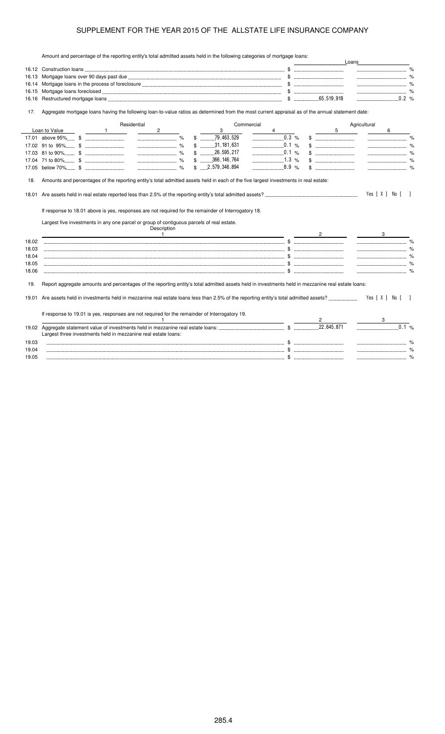# SUPPLEMENT FOR THE YEAR 2015 OF THE ALLSTATE LIFE INSURANCE COMPANY

Amount and percentage of the reporting entity's total admitted assets held in the following categories of mortgage loans:

| | | Loans | |
|---|---|---|---|
| 16.12 | Construction loans | $ | % |
| 16.13 | Mortgage loans over 90 days past due | $ | % |
| 16.14 | Mortgage loans in the process of foreclosure | $ | % |
| 16.15 | Mortgage loans foreclosed | $ | % |
| 16.16 | Restructured mortgage loans | $ 65,519,918 | 0.2 % |

17. Aggregate mortgage loans having the following loan-to-value ratios as determined from the most current appraisal as of the annual statement date:

| Loan to Value | Residential 1 | Residential 2 | Commercial 3 | Commercial 4 | Agricultural 5 | Agricultural 6 |
|---|---|---|---|---|---|---|
| 17.01 above 95% | $ | % | $ 79,463,529 | 0.3 % | $ | % |
| 17.02 91 to 95% | $ | % | $ 31,181,631 | 0.1 % | $ | % |
| 17.03 81 to 90% | $ | % | $ 26,595,217 | 0.1 % | $ | % |
| 17.04 71 to 80% | $ | % | $ 366,146,764 | 1.3 % | $ | % |
| 17.05 below 70% | $ | % | $ 2,579,346,894 | 8.9 % | $ | % |

18. Amounts and percentages of the reporting entity's total admitted assets held in each of the five largest investments in real estate:

18.01 Are assets held in real estate reported less than 2.5% of the reporting entity's total admitted assets? Yes [ X ] No [ ]

If response to 18.01 above is yes, responses are not required for the remainder of Interrogatory 18.

Largest five investments in any one parcel or group of contiguous parcels of real estate.

| | Description 1 | 2 | 3 |
|---|---|---|---|
| 18.02 | | $ | % |
| 18.03 | | $ | % |
| 18.04 | | $ | % |
| 18.05 | | $ | % |
| 18.06 | | $ | % |

19. Report aggregate amounts and percentages of the reporting entity's total admitted assets held in investments held in mezzanine real estate loans:

19.01 Are assets held in investments held in mezzanine real estate loans less than 2.5% of the reporting entity's total admitted assets? Yes [ X ] No [ ]

If response to 19.01 is yes, responses are not required for the remainder of Interrogatory 19.

| | 1 | 2 | 3 |
|---|---|---|---|
| 19.02 | Aggregate statement value of investments held in mezzanine real estate loans: | $ 22,645,871 | 0.1 % |
| | Largest three investments held in mezzanine real estate loans: | | |
| 19.03 | | $ | % |
| 19.04 | | $ | % |
| 19.05 | | $ | % |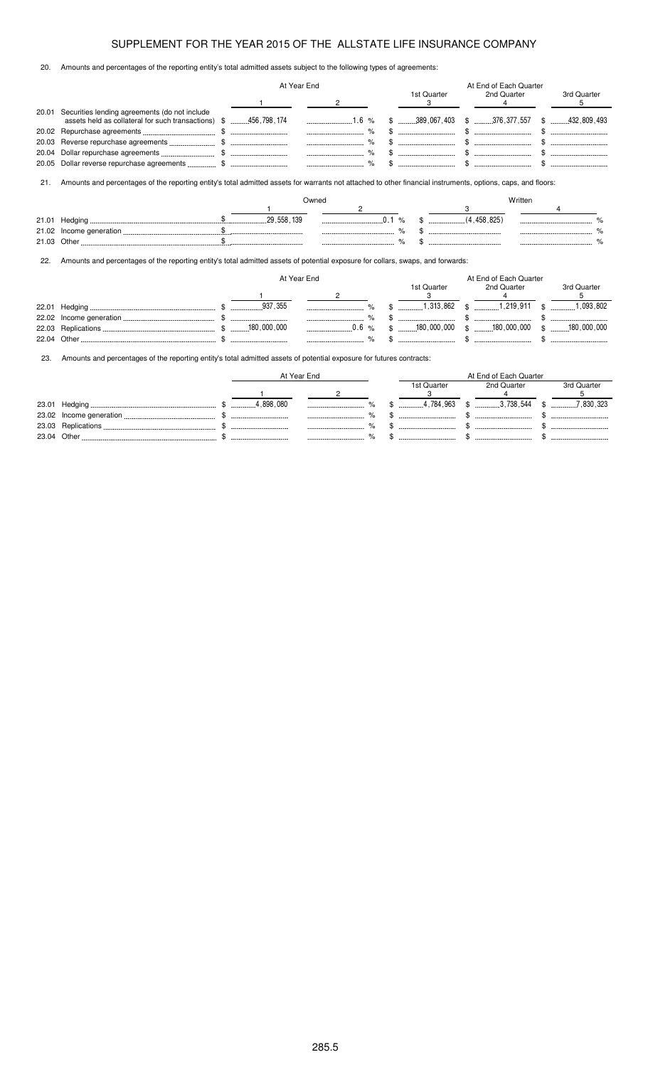# SUPPLEMENT FOR THE YEAR 2015 OF THE ALLSTATE LIFE INSURANCE COMPANY

20. Amounts and percentages of the reporting entity's total admitted assets subject to the following types of agreements:

| | | At Year End 1 | At Year End 2 | At End of Each Quarter 1st Quarter 3 | At End of Each Quarter 2nd Quarter 4 | At End of Each Quarter 3rd Quarter 5 |
|---|---|---|---|---|---|---|
| 20.01 | Securities lending agreements (do not include assets held as collateral for such transactions) | $ 456,798,174 | 1.6 % | $ 389,067,403 | $ 376,377,557 | $ 432,809,493 |
| 20.02 | Repurchase agreements | $ | % | $ | $ | $ |
| 20.03 | Reverse repurchase agreements | $ | % | $ | $ | $ |
| 20.04 | Dollar repurchase agreements | $ | % | $ | $ | $ |
| 20.05 | Dollar reverse repurchase agreements | $ | % | $ | $ | $ |

21. Amounts and percentages of the reporting entity's total admitted assets for warrants not attached to other financial instruments, options, caps, and floors:

| | | Owned 1 | Owned 2 | Written 3 | Written 4 |
|---|---|---|---|---|---|
| 21.01 | Hedging | $ 29,558,139 | 0.1 % | $ (4,458,825) | % |
| 21.02 | Income generation | $ | % | $ | % |
| 21.03 | Other | $ | % | $ | % |

22. Amounts and percentages of the reporting entity's total admitted assets of potential exposure for collars, swaps, and forwards:

| | | At Year End 1 | At Year End 2 | At End of Each Quarter 1st Quarter 3 | At End of Each Quarter 2nd Quarter 4 | At End of Each Quarter 3rd Quarter 5 |
|---|---|---|---|---|---|---|
| 22.01 | Hedging | $ 937,355 | % | $ 1,313,862 | $ 1,219,911 | $ 1,093,802 |
| 22.02 | Income generation | $ | % | $ | $ | $ |
| 22.03 | Replications | $ 180,000,000 | 0.6 % | $ 180,000,000 | $ 180,000,000 | $ 180,000,000 |
| 22.04 | Other | $ | % | $ | $ | $ |

23. Amounts and percentages of the reporting entity's total admitted assets of potential exposure for futures contracts:

| | | At Year End 1 | At Year End 2 | At End of Each Quarter 1st Quarter 3 | At End of Each Quarter 2nd Quarter 4 | At End of Each Quarter 3rd Quarter 5 |
|---|---|---|---|---|---|---|
| 23.01 | Hedging | $ 4,898,080 | % | $ 4,784,963 | $ 3,738,544 | $ 7,830,323 |
| 23.02 | Income generation | $ | % | $ | $ | $ |
| 23.03 | Replications | $ | % | $ | $ | $ |
| 23.04 | Other | $ | % | $ | $ | $ |